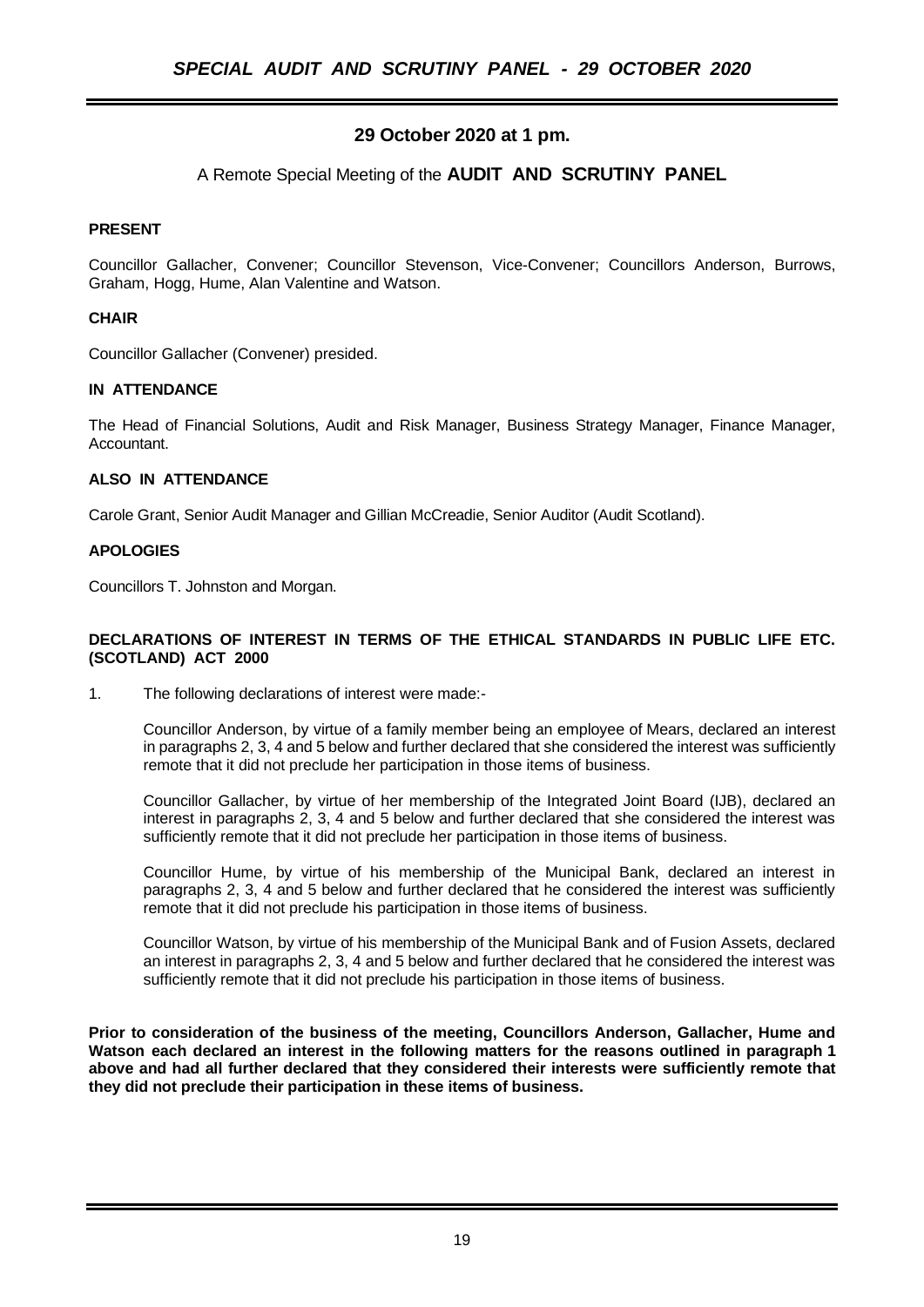## 29 October 2020 at 1 pm.

A Remote Special Meeting of the **AUDIT AND SCRUTINY PANEL**

**PRESENT**

Councillor Gallacher, Convener; Councillor Stevenson, Vice-Convener; Councillors Anderson, Burrows, Graham, Hogg, Hume, Alan Valentine and Watson.

**CHAIR**

Councillor Gallacher (Convener) presided.

**IN ATTENDANCE**

The Head of Financial Solutions, Audit and Risk Manager, Business Strategy Manager, Finance Manager, Accountant.

**ALSO IN ATTENDANCE**

Carole Grant, Senior Audit Manager and Gillian McCreadie, Senior Auditor (Audit Scotland).

**APOLOGIES**

Councillors T. Johnston and Morgan.

**DECLARATIONS OF INTEREST IN TERMS OF THE ETHICAL STANDARDS IN PUBLIC LIFE ETC. (SCOTLAND) ACT 2000**

1. The following declarations of interest were made:-

   Councillor Anderson, by virtue of a family member being an employee of Mears, declared an interest in paragraphs 2, 3, 4 and 5 below and further declared that she considered the interest was sufficiently remote that it did not preclude her participation in those items of business.

   Councillor Gallacher, by virtue of her membership of the Integrated Joint Board (IJB), declared an interest in paragraphs 2, 3, 4 and 5 below and further declared that she considered the interest was sufficiently remote that it did not preclude her participation in those items of business.

   Councillor Hume, by virtue of his membership of the Municipal Bank, declared an interest in paragraphs 2, 3, 4 and 5 below and further declared that he considered the interest was sufficiently remote that it did not preclude his participation in those items of business.

   Councillor Watson, by virtue of his membership of the Municipal Bank and of Fusion Assets, declared an interest in paragraphs 2, 3, 4 and 5 below and further declared that he considered the interest was sufficiently remote that it did not preclude his participation in those items of business.

**Prior to consideration of the business of the meeting, Councillors Anderson, Gallacher, Hume and Watson each declared an interest in the following matters for the reasons outlined in paragraph 1 above and had all further declared that they considered their interests were sufficiently remote that they did not preclude their participation in these items of business.**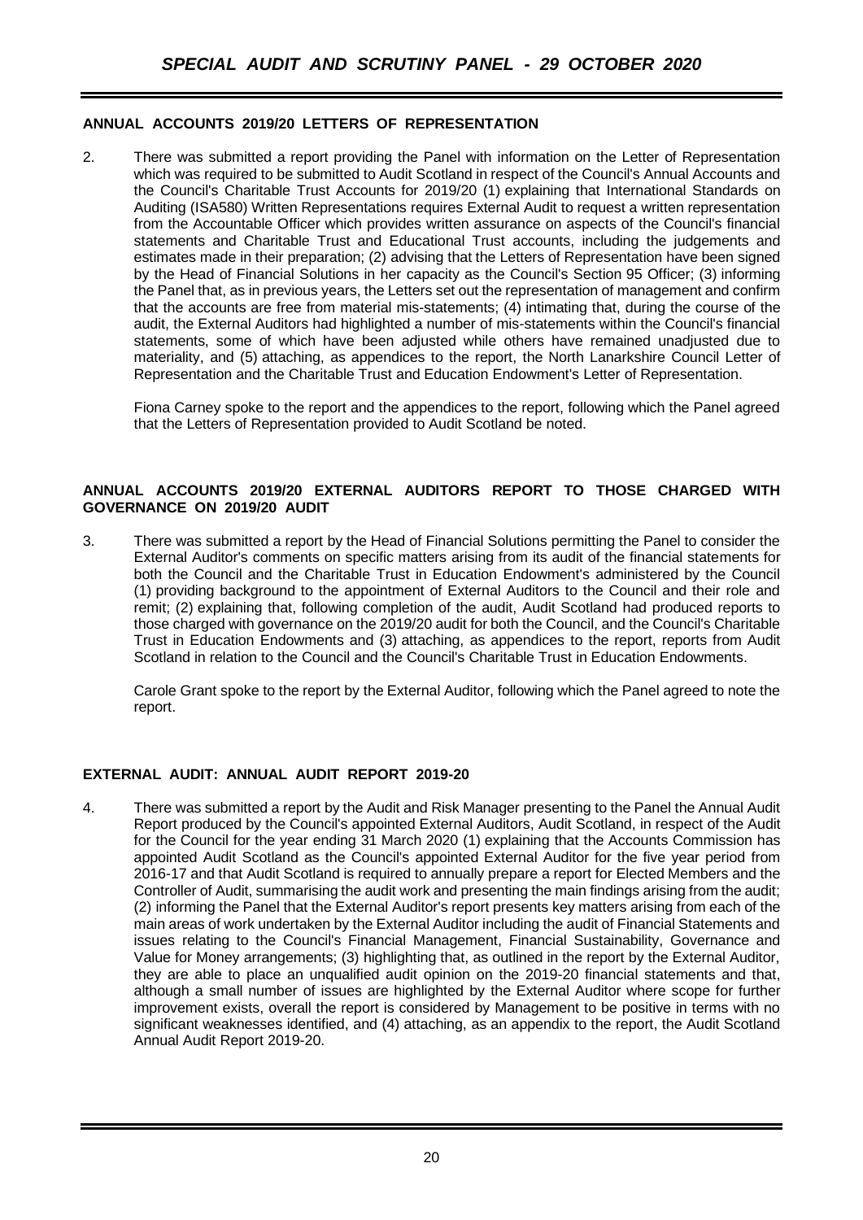### ANNUAL ACCOUNTS 2019/20 LETTERS OF REPRESENTATION

2. There was submitted a report providing the Panel with information on the Letter of Representation which was required to be submitted to Audit Scotland in respect of the Council's Annual Accounts and the Council's Charitable Trust Accounts for 2019/20 (1) explaining that International Standards on Auditing (ISA580) Written Representations requires External Audit to request a written representation from the Accountable Officer which provides written assurance on aspects of the Council's financial statements and Charitable Trust and Educational Trust accounts, including the judgements and estimates made in their preparation; (2) advising that the Letters of Representation have been signed by the Head of Financial Solutions in her capacity as the Council's Section 95 Officer; (3) informing the Panel that, as in previous years, the Letters set out the representation of management and confirm that the accounts are free from material mis-statements; (4) intimating that, during the course of the audit, the External Auditors had highlighted a number of mis-statements within the Council's financial statements, some of which have been adjusted while others have remained unadjusted due to materiality, and (5) attaching, as appendices to the report, the North Lanarkshire Council Letter of Representation and the Charitable Trust and Education Endowment's Letter of Representation.

   Fiona Carney spoke to the report and the appendices to the report, following which the Panel agreed that the Letters of Representation provided to Audit Scotland be noted.

### ANNUAL ACCOUNTS 2019/20 EXTERNAL AUDITORS REPORT TO THOSE CHARGED WITH GOVERNANCE ON 2019/20 AUDIT

3. There was submitted a report by the Head of Financial Solutions permitting the Panel to consider the External Auditor's comments on specific matters arising from its audit of the financial statements for both the Council and the Charitable Trust in Education Endowment's administered by the Council (1) providing background to the appointment of External Auditors to the Council and their role and remit; (2) explaining that, following completion of the audit, Audit Scotland had produced reports to those charged with governance on the 2019/20 audit for both the Council, and the Council's Charitable Trust in Education Endowments and (3) attaching, as appendices to the report, reports from Audit Scotland in relation to the Council and the Council's Charitable Trust in Education Endowments.

   Carole Grant spoke to the report by the External Auditor, following which the Panel agreed to note the report.

### EXTERNAL AUDIT: ANNUAL AUDIT REPORT 2019-20

4. There was submitted a report by the Audit and Risk Manager presenting to the Panel the Annual Audit Report produced by the Council's appointed External Auditors, Audit Scotland, in respect of the Audit for the Council for the year ending 31 March 2020 (1) explaining that the Accounts Commission has appointed Audit Scotland as the Council's appointed External Auditor for the five year period from 2016-17 and that Audit Scotland is required to annually prepare a report for Elected Members and the Controller of Audit, summarising the audit work and presenting the main findings arising from the audit; (2) informing the Panel that the External Auditor's report presents key matters arising from each of the main areas of work undertaken by the External Auditor including the audit of Financial Statements and issues relating to the Council's Financial Management, Financial Sustainability, Governance and Value for Money arrangements; (3) highlighting that, as outlined in the report by the External Auditor, they are able to place an unqualified audit opinion on the 2019-20 financial statements and that, although a small number of issues are highlighted by the External Auditor where scope for further improvement exists, overall the report is considered by Management to be positive in terms with no significant weaknesses identified, and (4) attaching, as an appendix to the report, the Audit Scotland Annual Audit Report 2019-20.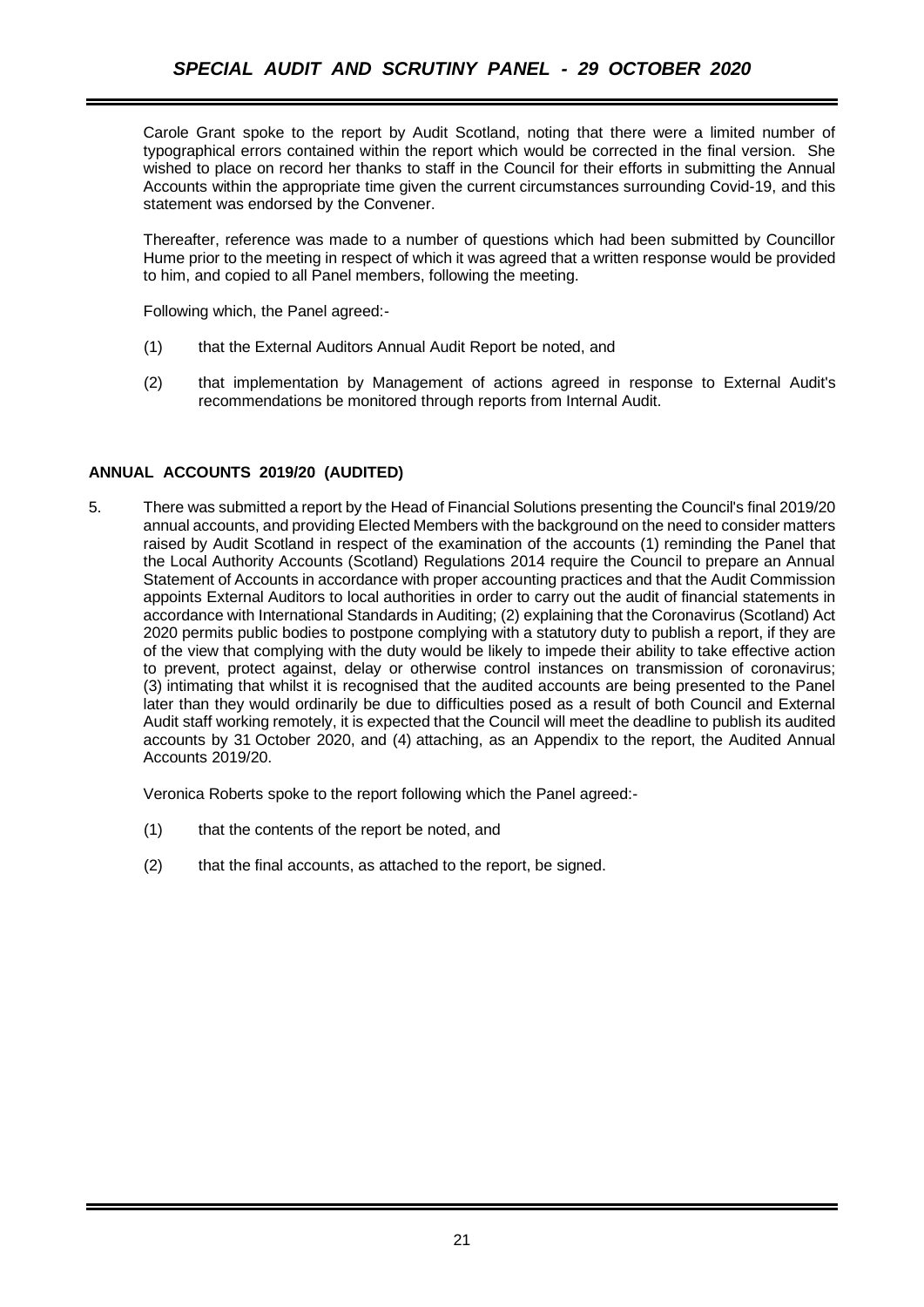Carole Grant spoke to the report by Audit Scotland, noting that there were a limited number of typographical errors contained within the report which would be corrected in the final version. She wished to place on record her thanks to staff in the Council for their efforts in submitting the Annual Accounts within the appropriate time given the current circumstances surrounding Covid-19, and this statement was endorsed by the Convener.

Thereafter, reference was made to a number of questions which had been submitted by Councillor Hume prior to the meeting in respect of which it was agreed that a written response would be provided to him, and copied to all Panel members, following the meeting.

Following which, the Panel agreed:-

(1) that the External Auditors Annual Audit Report be noted, and

(2) that implementation by Management of actions agreed in response to External Audit's recommendations be monitored through reports from Internal Audit.

**ANNUAL ACCOUNTS 2019/20 (AUDITED)**

5. There was submitted a report by the Head of Financial Solutions presenting the Council's final 2019/20 annual accounts, and providing Elected Members with the background on the need to consider matters raised by Audit Scotland in respect of the examination of the accounts (1) reminding the Panel that the Local Authority Accounts (Scotland) Regulations 2014 require the Council to prepare an Annual Statement of Accounts in accordance with proper accounting practices and that the Audit Commission appoints External Auditors to local authorities in order to carry out the audit of financial statements in accordance with International Standards in Auditing; (2) explaining that the Coronavirus (Scotland) Act 2020 permits public bodies to postpone complying with a statutory duty to publish a report, if they are of the view that complying with the duty would be likely to impede their ability to take effective action to prevent, protect against, delay or otherwise control instances on transmission of coronavirus; (3) intimating that whilst it is recognised that the audited accounts are being presented to the Panel later than they would ordinarily be due to difficulties posed as a result of both Council and External Audit staff working remotely, it is expected that the Council will meet the deadline to publish its audited accounts by 31 October 2020, and (4) attaching, as an Appendix to the report, the Audited Annual Accounts 2019/20.

Veronica Roberts spoke to the report following which the Panel agreed:-

(1) that the contents of the report be noted, and

(2) that the final accounts, as attached to the report, be signed.